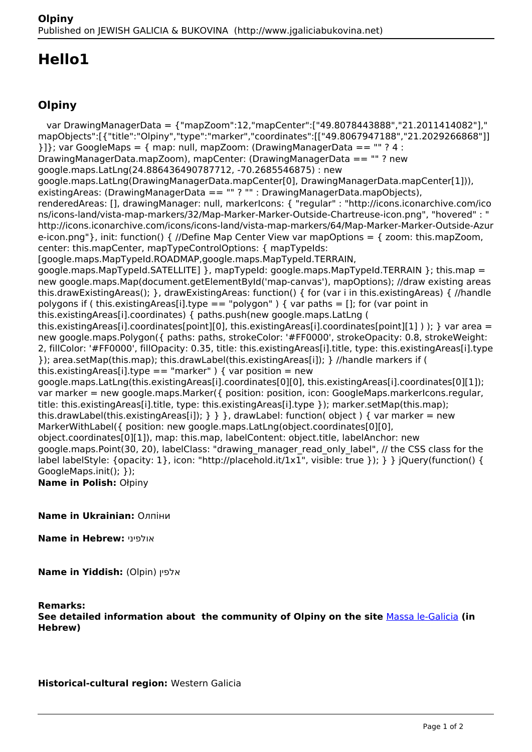# Hello1

## Olpiny

var DrawingManagerData = {"mapZoom":12,"mapCenter":["49.8078443888","21.2011414082"],"mapObjects":[{"title":"Olpiny","type":"marker","coordinates":[["49.8067947188","21.2029266868"]]}]}; var GoogleMaps = { map: null, mapZoom: (DrawingManagerData == "" ? 4 : DrawingManagerData.mapZoom), mapCenter: (DrawingManagerData == "" ? new google.maps.LatLng(24.886436490787712, -70.2685546875) : new google.maps.LatLng(DrawingManagerData.mapCenter[0], DrawingManagerData.mapCenter[1])), existingAreas: (DrawingManagerData == "" ? "" : DrawingManagerData.mapObjects), renderedAreas: [], drawingManager: null, markerIcons: { "regular" : "http://icons.iconarchive.com/icons/icons-land/vista-map-markers/32/Map-Marker-Marker-Outside-Chartreuse-icon.png", "hovered" : "http://icons.iconarchive.com/icons/icons-land/vista-map-markers/64/Map-Marker-Marker-Outside-Azure-icon.png"}, init: function() { //Define Map Center View var mapOptions = { zoom: this.mapZoom, center: this.mapCenter, mapTypeControlOptions: { mapTypeIds: [google.maps.MapTypeId.ROADMAP,google.maps.MapTypeId.TERRAIN, google.maps.MapTypeId.SATELLITE] }, mapTypeId: google.maps.MapTypeId.TERRAIN }; this.map = new google.maps.Map(document.getElementById('map-canvas'), mapOptions); //draw existing areas this.drawExistingAreas(); }, drawExistingAreas: function() { for (var i in this.existingAreas) { //handle polygons if ( this.existingAreas[i].type == "polygon" ) { var paths = []; for (var point in this.existingAreas[i].coordinates) { paths.push(new google.maps.LatLng ( this.existingAreas[i].coordinates[point][0], this.existingAreas[i].coordinates[point][1] ) ); } var area = new google.maps.Polygon({ paths: paths, strokeColor: '#FF0000', strokeOpacity: 0.8, strokeWeight: 2, fillColor: '#FF0000', fillOpacity: 0.35, title: this.existingAreas[i].title, type: this.existingAreas[i].type }); area.setMap(this.map); this.drawLabel(this.existingAreas[i]); } //handle markers if ( this.existingAreas[i].type == "marker" ) { var position = new google.maps.LatLng(this.existingAreas[i].coordinates[0][0], this.existingAreas[i].coordinates[0][1]); var marker = new google.maps.Marker({ position: position, icon: GoogleMaps.markerIcons.regular, title: this.existingAreas[i].title, type: this.existingAreas[i].type }); marker.setMap(this.map); this.drawLabel(this.existingAreas[i]); } } }, drawLabel: function( object ) { var marker = new MarkerWithLabel({ position: new google.maps.LatLng(object.coordinates[0][0], object.coordinates[0][1]), map: this.map, labelContent: object.title, labelAnchor: new google.maps.Point(30, 20), labelClass: "drawing_manager_read_only_label", // the CSS class for the label labelStyle: {opacity: 1}, icon: "http://placehold.it/1x1", visible: true }); } } jQuery(function() { GoogleMaps.init(); });

**Name in Polish:** Ołpiny

**Name in Ukrainian:** Олпіни

**Name in Hebrew:** אולפיני

**Name in Yiddish:** (Olpin) אלפין

**Remarks:**
**See detailed information about the community of Olpiny on the site** Massa le-Galicia **(in Hebrew)**

**Historical-cultural region:** Western Galicia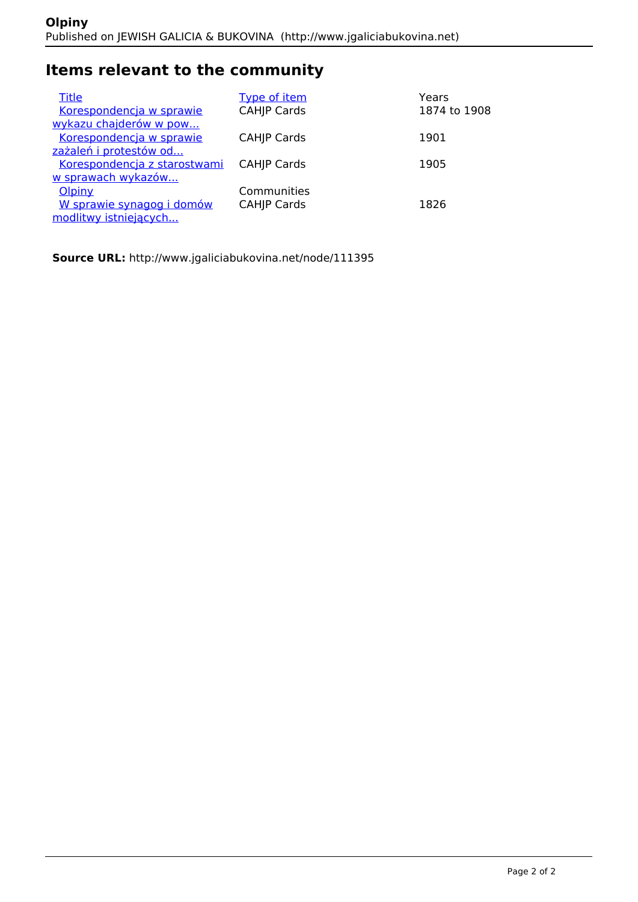## Items relevant to the community

| Title | Type of item | Years |
| --- | --- | --- |
| Korespondencja w sprawie wykazu chajderów w pow... | CAHJP Cards | 1874 to 1908 |
| Korespondencja w sprawie zażaleń i protestów od... | CAHJP Cards | 1901 |
| Korespondencja z starostwami w sprawach wykazów... | CAHJP Cards | 1905 |
| Olpiny | Communities | |
| W sprawie synagog i domów modlitwy istniejących... | CAHJP Cards | 1826 |

**Source URL:** http://www.jgaliciabukovina.net/node/111395